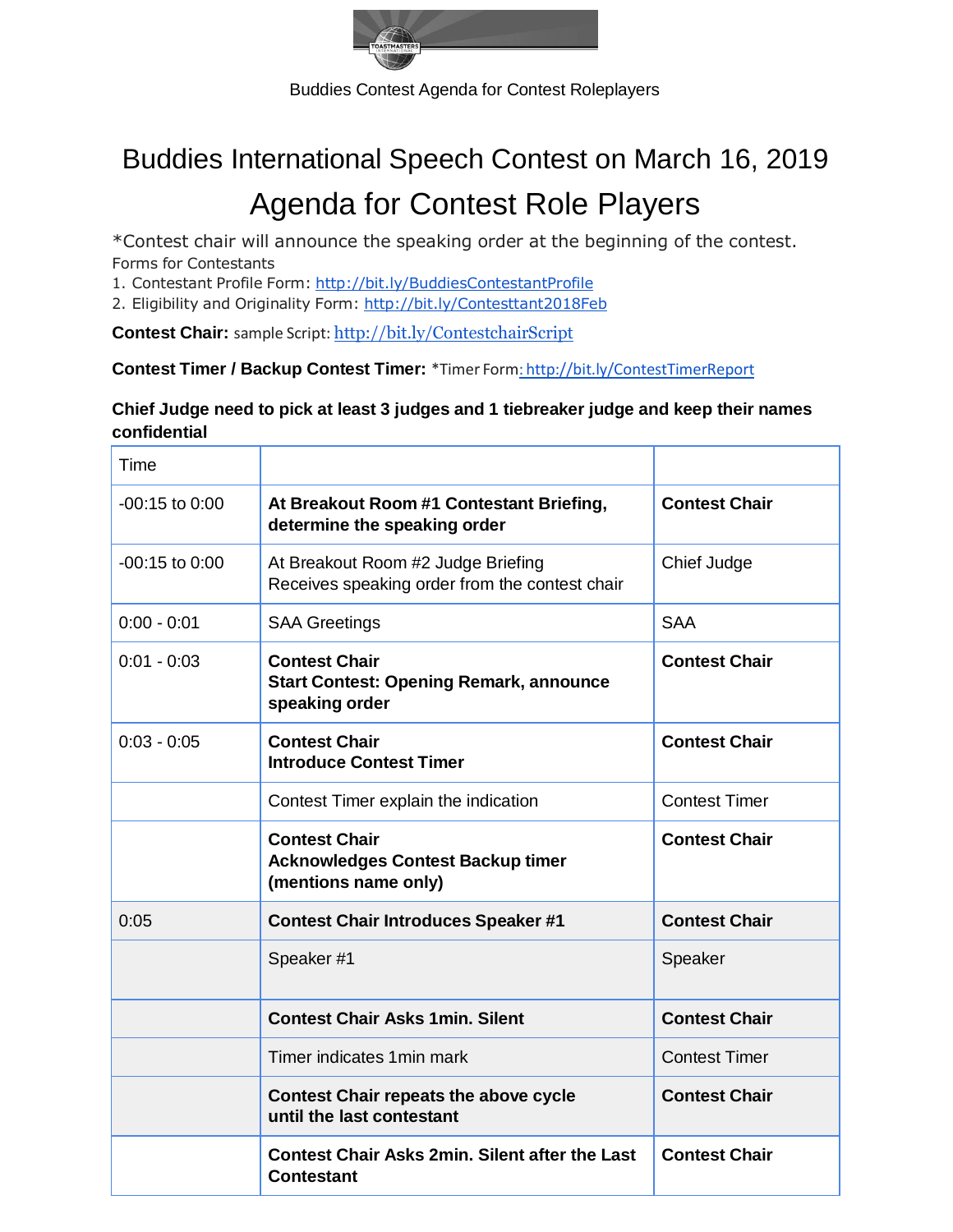Buddies Contest Agenda for Contest Roleplayers

# Buddies International Speech Contest on March 16, 2019

# Agenda for Contest Role Players

*Contest chair will announce the speaking order at the beginning of the contest.

Forms for Contestants

1. Contestant Profile Form: http://bit.ly/BuddiesContestantProfile
2. Eligibility and Originality Form: http://bit.ly/Contesttant2018Feb

**Contest Chair:** sample Script: http://bit.ly/ContestchairScript

**Contest Timer / Backup Contest Timer:** *Timer Form: http://bit.ly/ContestTimerReport

**Chief Judge need to pick at least 3 judges and 1 tiebreaker judge and keep their names confidential**

| Time | | |
|---|---|---|
| -00:15 to 0:00 | **At Breakout Room #1 Contestant Briefing, determine the speaking order** | **Contest Chair** |
| -00:15 to 0:00 | At Breakout Room #2 Judge Briefing<br>Receives speaking order from the contest chair | Chief Judge |
| 0:00 - 0:01 | SAA Greetings | SAA |
| 0:01 - 0:03 | **Contest Chair**<br>**Start Contest: Opening Remark, announce speaking order** | **Contest Chair** |
| 0:03 - 0:05 | **Contest Chair**<br>**Introduce Contest Timer** | **Contest Chair** |
| | Contest Timer explain the indication | Contest Timer |
| | **Contest Chair**<br>**Acknowledges Contest Backup timer (mentions name only)** | **Contest Chair** |
| 0:05 | **Contest Chair Introduces Speaker #1** | **Contest Chair** |
| | Speaker #1 | Speaker |
| | **Contest Chair Asks 1min. Silent** | **Contest Chair** |
| | Timer indicates 1min mark | Contest Timer |
| | **Contest Chair repeats the above cycle until the last contestant** | **Contest Chair** |
| | **Contest Chair Asks 2min. Silent after the Last Contestant** | **Contest Chair** |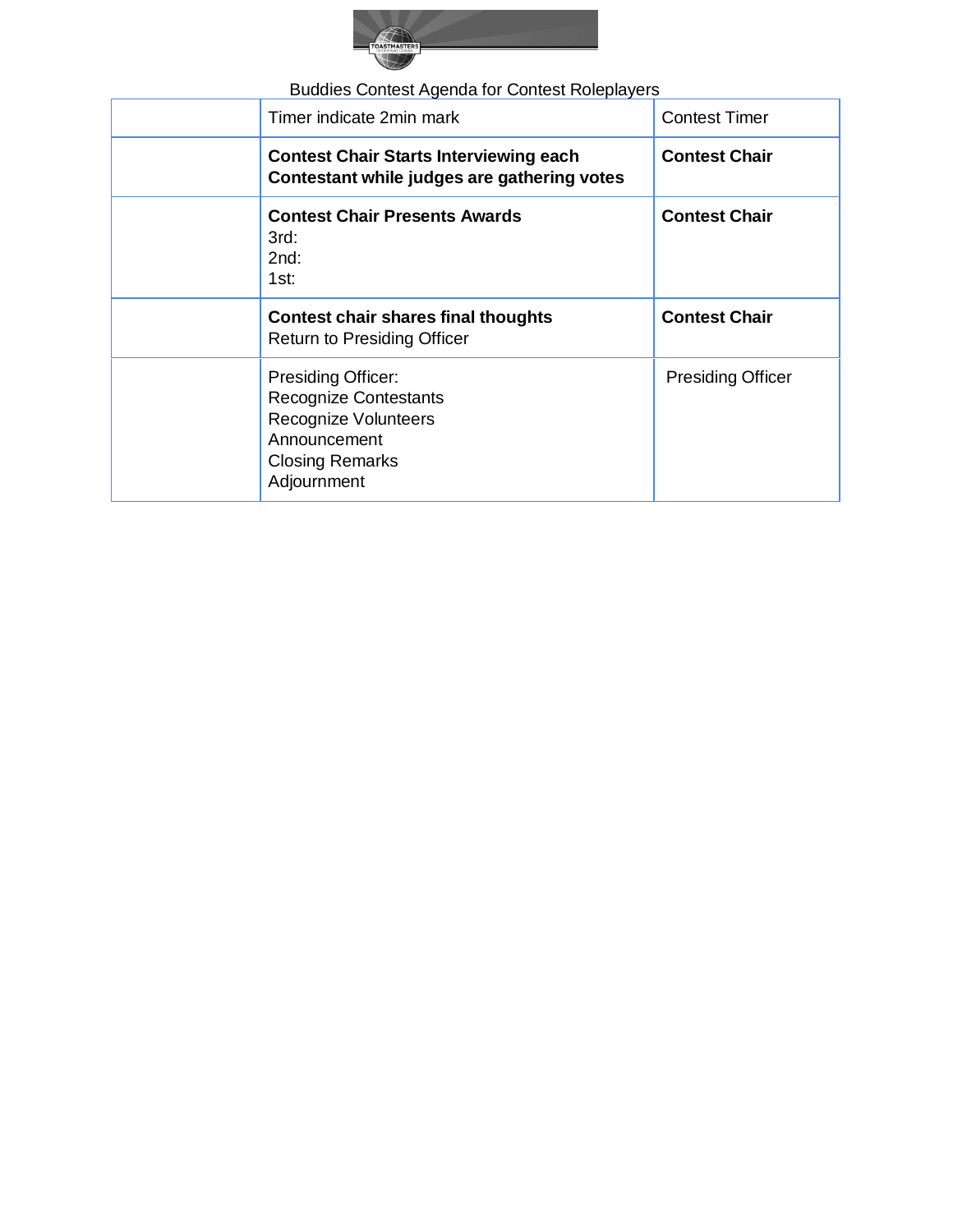Buddies Contest Agenda for Contest Roleplayers

| | | |
|---|---|---|
| | Timer indicate 2min mark | Contest Timer |
| | **Contest Chair Starts Interviewing each Contestant while judges are gathering votes** | **Contest Chair** |
| | **Contest Chair Presents Awards**<br>3rd:<br>2nd:<br>1st: | **Contest Chair** |
| | **Contest chair shares final thoughts**<br>Return to Presiding Officer | **Contest Chair** |
| | Presiding Officer:<br>Recognize Contestants<br>Recognize Volunteers<br>Announcement<br>Closing Remarks<br>Adjournment | Presiding Officer |